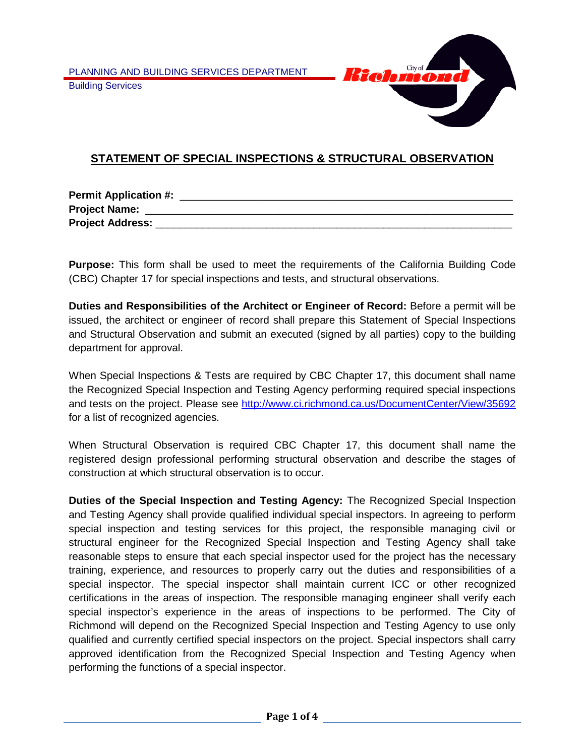PLANNING AND BUILDING SERVICES DEPARTMENT

Building Services

# STATEMENT OF SPECIAL INSPECTIONS & STRUCTURAL OBSERVATION

**Permit Application #:** ______________________________________________

**Project Name:** ______________________________________________

**Project Address:** ______________________________________________

**Purpose:** This form shall be used to meet the requirements of the California Building Code (CBC) Chapter 17 for special inspections and tests, and structural observations.

**Duties and Responsibilities of the Architect or Engineer of Record:** Before a permit will be issued, the architect or engineer of record shall prepare this Statement of Special Inspections and Structural Observation and submit an executed (signed by all parties) copy to the building department for approval.

When Special Inspections & Tests are required by CBC Chapter 17, this document shall name the Recognized Special Inspection and Testing Agency performing required special inspections and tests on the project. Please see http://www.ci.richmond.ca.us/DocumentCenter/View/35692 for a list of recognized agencies.

When Structural Observation is required CBC Chapter 17, this document shall name the registered design professional performing structural observation and describe the stages of construction at which structural observation is to occur.

**Duties of the Special Inspection and Testing Agency:** The Recognized Special Inspection and Testing Agency shall provide qualified individual special inspectors. In agreeing to perform special inspection and testing services for this project, the responsible managing civil or structural engineer for the Recognized Special Inspection and Testing Agency shall take reasonable steps to ensure that each special inspector used for the project has the necessary training, experience, and resources to properly carry out the duties and responsibilities of a special inspector. The special inspector shall maintain current ICC or other recognized certifications in the areas of inspection. The responsible managing engineer shall verify each special inspector's experience in the areas of inspections to be performed. The City of Richmond will depend on the Recognized Special Inspection and Testing Agency to use only qualified and currently certified special inspectors on the project. Special inspectors shall carry approved identification from the Recognized Special Inspection and Testing Agency when performing the functions of a special inspector.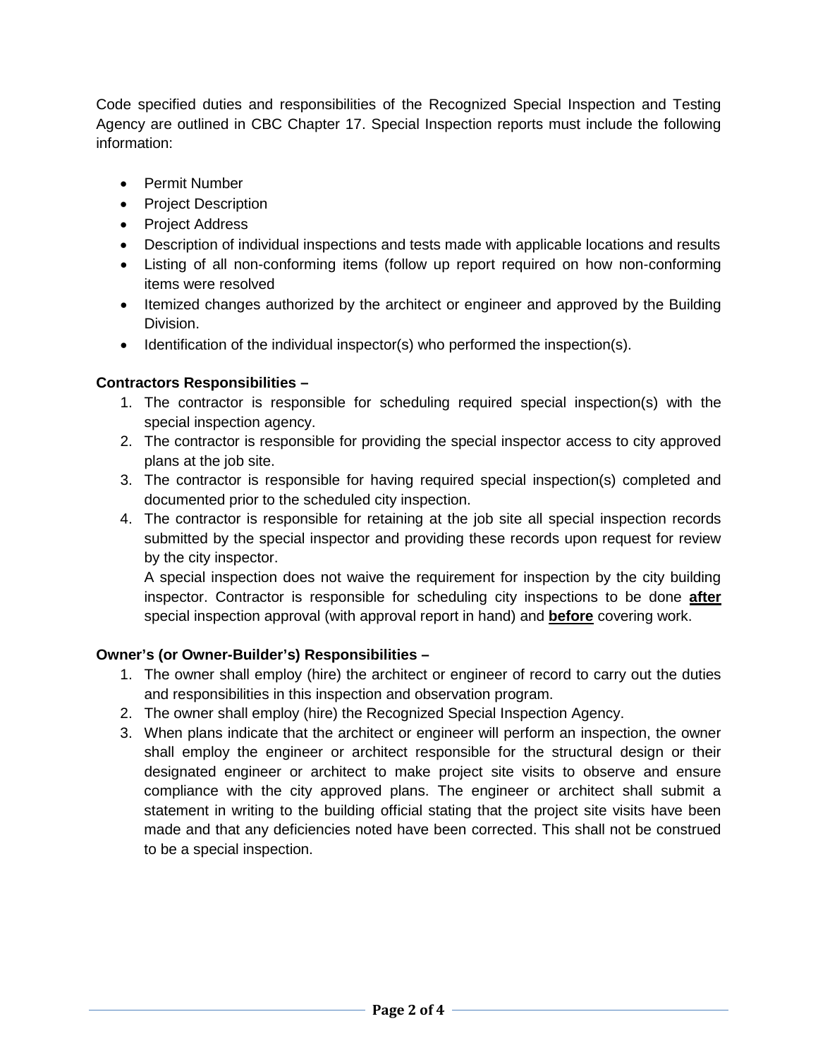Code specified duties and responsibilities of the Recognized Special Inspection and Testing Agency are outlined in CBC Chapter 17. Special Inspection reports must include the following information:

- Permit Number
- Project Description
- Project Address
- Description of individual inspections and tests made with applicable locations and results
- Listing of all non-conforming items (follow up report required on how non-conforming items were resolved
- Itemized changes authorized by the architect or engineer and approved by the Building Division.
- Identification of the individual inspector(s) who performed the inspection(s).

**Contractors Responsibilities –**

1. The contractor is responsible for scheduling required special inspection(s) with the special inspection agency.
2. The contractor is responsible for providing the special inspector access to city approved plans at the job site.
3. The contractor is responsible for having required special inspection(s) completed and documented prior to the scheduled city inspection.
4. The contractor is responsible for retaining at the job site all special inspection records submitted by the special inspector and providing these records upon request for review by the city inspector.

   A special inspection does not waive the requirement for inspection by the city building inspector. Contractor is responsible for scheduling city inspections to be done **after** special inspection approval (with approval report in hand) and **before** covering work.

**Owner's (or Owner-Builder's) Responsibilities –**

1. The owner shall employ (hire) the architect or engineer of record to carry out the duties and responsibilities in this inspection and observation program.
2. The owner shall employ (hire) the Recognized Special Inspection Agency.
3. When plans indicate that the architect or engineer will perform an inspection, the owner shall employ the engineer or architect responsible for the structural design or their designated engineer or architect to make project site visits to observe and ensure compliance with the city approved plans. The engineer or architect shall submit a statement in writing to the building official stating that the project site visits have been made and that any deficiencies noted have been corrected. This shall not be construed to be a special inspection.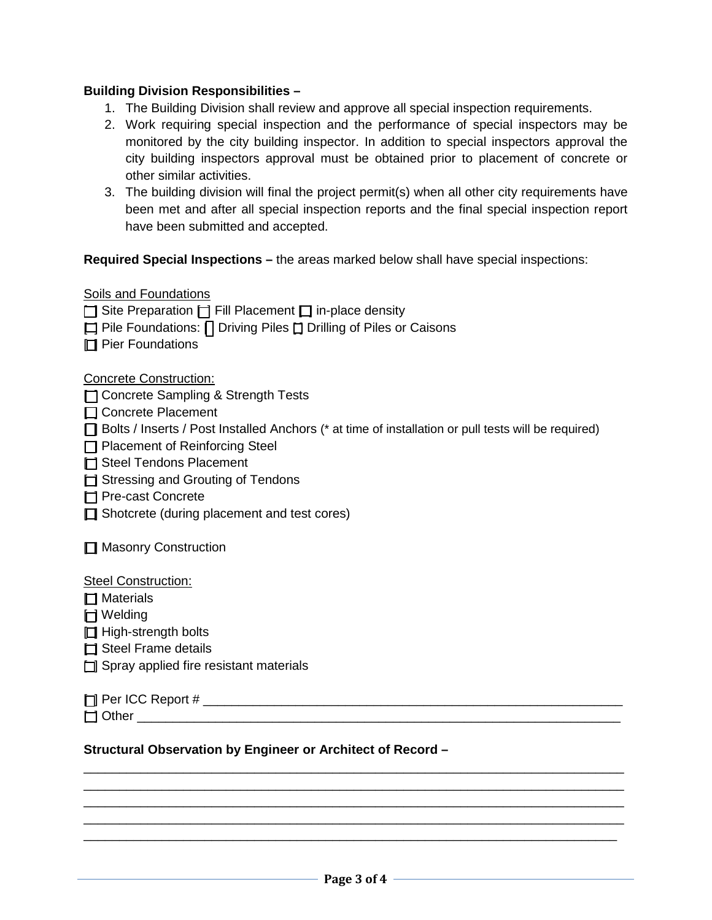**Building Division Responsibilities –**

1. The Building Division shall review and approve all special inspection requirements.
2. Work requiring special inspection and the performance of special inspectors may be monitored by the city building inspector. In addition to special inspectors approval the city building inspectors approval must be obtained prior to placement of concrete or other similar activities.
3. The building division will final the project permit(s) when all other city requirements have been met and after all special inspection reports and the final special inspection report have been submitted and accepted.

**Required Special Inspections –** the areas marked below shall have special inspections:

Soils and Foundations

☐ Site Preparation ☐ Fill Placement ☐ in-place density

☐ Pile Foundations: ☐ Driving Piles ☐ Drilling of Piles or Caisons

☐ Pier Foundations

Concrete Construction:

☐ Concrete Sampling & Strength Tests

☐ Concrete Placement

☐ Bolts / Inserts / Post Installed Anchors (* at time of installation or pull tests will be required)

☐ Placement of Reinforcing Steel

☐ Steel Tendons Placement

☐ Stressing and Grouting of Tendons

☐ Pre-cast Concrete

☐ Shotcrete (during placement and test cores)

☐ Masonry Construction

Steel Construction:

☐ Materials

☐ Welding

☐ High-strength bolts

☐ Steel Frame details

☐ Spray applied fire resistant materials

☐ Per ICC Report # ____________________________________________________________

☐ Other ____________________________________________________________________

**Structural Observation by Engineer or Architect of Record –**

________________________________________________________________________________

________________________________________________________________________________

________________________________________________________________________________

________________________________________________________________________________

________________________________________________________________________________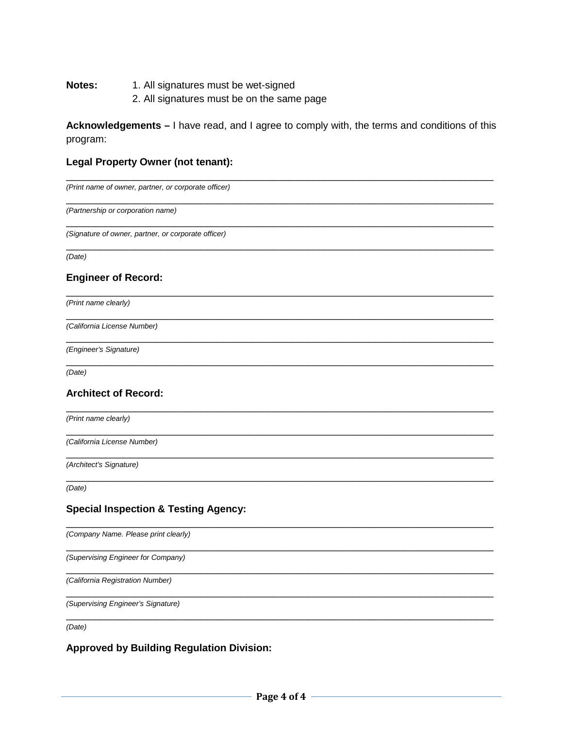**Notes:** 1. All signatures must be wet-signed
2. All signatures must be on the same page

**Acknowledgements –** I have read, and I agree to comply with, the terms and conditions of this program:

### Legal Property Owner (not tenant):

______________________________________________________________________

*(Print name of owner, partner, or corporate officer)*

______________________________________________________________________

*(Partnership or corporation name)*

______________________________________________________________________

*(Signature of owner, partner, or corporate officer)*

______________________________________________________________________

*(Date)*

### Engineer of Record:

______________________________________________________________________

*(Print name clearly)*

______________________________________________________________________

*(California License Number)*

______________________________________________________________________

*(Engineer's Signature)*

______________________________________________________________________

*(Date)*

### Architect of Record:

______________________________________________________________________

*(Print name clearly)*

______________________________________________________________________

*(California License Number)*

______________________________________________________________________

*(Architect's Signature)*

______________________________________________________________________

*(Date)*

### Special Inspection & Testing Agency:

______________________________________________________________________

*(Company Name. Please print clearly)*

______________________________________________________________________

*(Supervising Engineer for Company)*

______________________________________________________________________

*(California Registration Number)*

______________________________________________________________________

*(Supervising Engineer's Signature)*

______________________________________________________________________

*(Date)*

### Approved by Building Regulation Division: